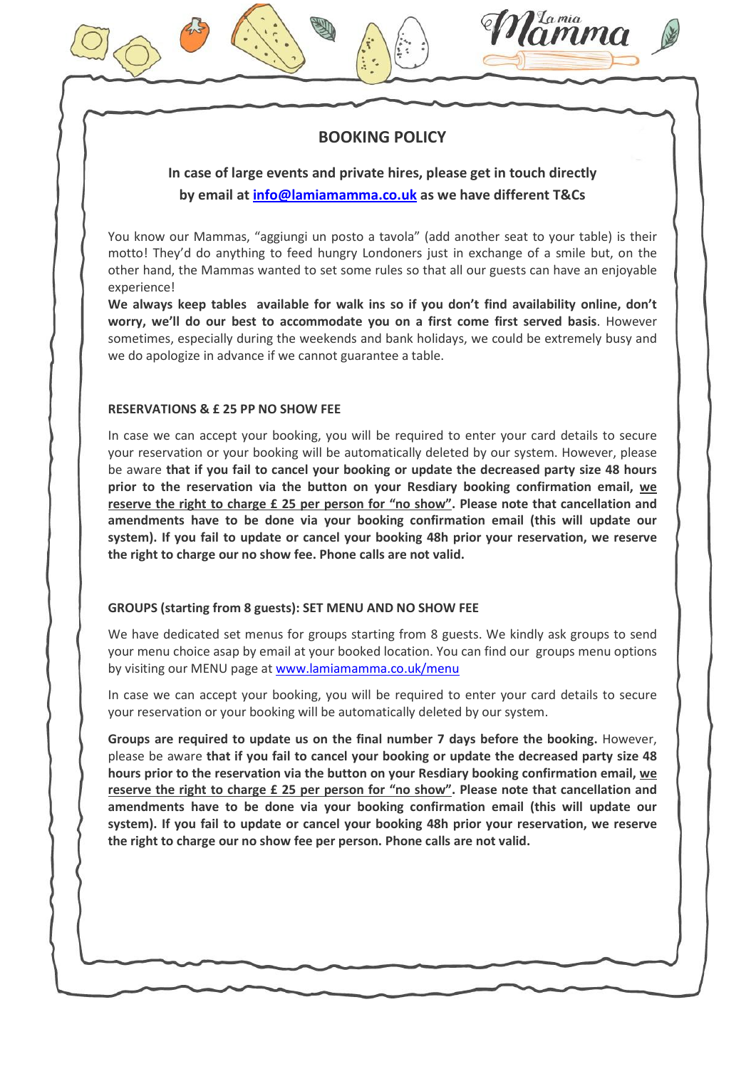# BOOKING POLICY

**In case of large events and private hires, please get in touch directly by email at [info@lamiamamma.co.uk](mailto:info@lamiamamma.co.uk) as we have different T&Cs**

You know our Mammas, "aggiungi un posto a tavola" (add another seat to your table) is their motto! They'd do anything to feed hungry Londoners just in exchange of a smile but, on the other hand, the Mammas wanted to set some rules so that all our guests can have an enjoyable experience!

**We always keep tables available for walk ins so if you don't find availability online, don't worry, we'll do our best to accommodate you on a first come first served basis**. However sometimes, especially during the weekends and bank holidays, we could be extremely busy and we do apologize in advance if we cannot guarantee a table.

### RESERVATIONS & £ 25 PP NO SHOW FEE

In case we can accept your booking, you will be required to enter your card details to secure your reservation or your booking will be automatically deleted by our system. However, please be aware **that if you fail to cancel your booking or update the decreased party size 48 hours prior to the reservation via the button on your Resdiary booking confirmation email, <u>we reserve the right to charge £ 25 per person for "no show"</u>. Please note that cancellation and amendments have to be done via your booking confirmation email (this will update our system). If you fail to update or cancel your booking 48h prior your reservation, we reserve the right to charge our no show fee. Phone calls are not valid.**

### GROUPS (starting from 8 guests): SET MENU AND NO SHOW FEE

We have dedicated set menus for groups starting from 8 guests. We kindly ask groups to send your menu choice asap by email at your booked location. You can find our groups menu options by visiting our MENU page at [www.lamiamamma.co.uk/menu](http://www.lamiamamma.co.uk/menu)

In case we can accept your booking, you will be required to enter your card details to secure your reservation or your booking will be automatically deleted by our system.

**Groups are required to update us on the final number 7 days before the booking.** However, please be aware **that if you fail to cancel your booking or update the decreased party size 48 hours prior to the reservation via the button on your Resdiary booking confirmation email, <u>we reserve the right to charge £ 25 per person for "no show"</u>. Please note that cancellation and amendments have to be done via your booking confirmation email (this will update our system). If you fail to update or cancel your booking 48h prior your reservation, we reserve the right to charge our no show fee per person. Phone calls are not valid.**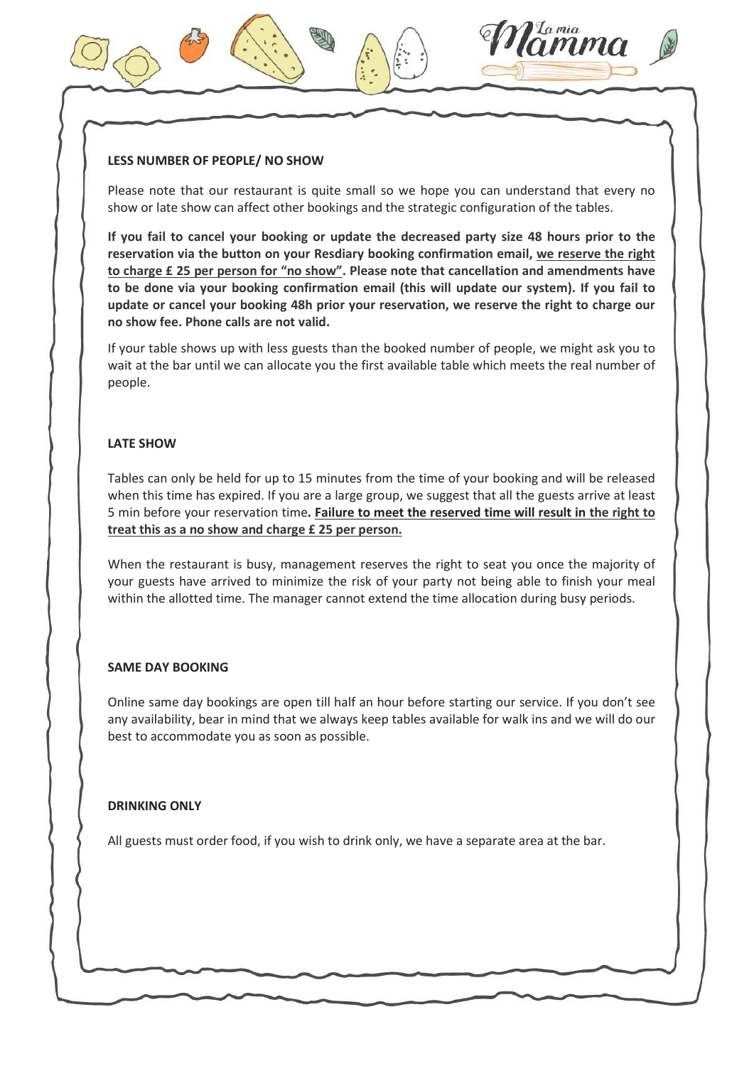## LESS NUMBER OF PEOPLE/ NO SHOW

Please note that our restaurant is quite small so we hope you can understand that every no show or late show can affect other bookings and the strategic configuration of the tables.

**If you fail to cancel your booking or update the decreased party size 48 hours prior to the reservation via the button on your Resdiary booking confirmation email, <u>we reserve the right to charge £ 25 per person for "no show"</u>. Please note that cancellation and amendments have to be done via your booking confirmation email (this will update our system). If you fail to update or cancel your booking 48h prior your reservation, we reserve the right to charge our no show fee. Phone calls are not valid.**

If your table shows up with less guests than the booked number of people, we might ask you to wait at the bar until we can allocate you the first available table which meets the real number of people.

## LATE SHOW

Tables can only be held for up to 15 minutes from the time of your booking and will be released when this time has expired. If you are a large group, we suggest that all the guests arrive at least 5 min before your reservation time**. <u>Failure to meet the reserved time will result in the right to treat this as a no show and charge £ 25 per person.</u>**

When the restaurant is busy, management reserves the right to seat you once the majority of your guests have arrived to minimize the risk of your party not being able to finish your meal within the allotted time. The manager cannot extend the time allocation during busy periods.

## SAME DAY BOOKING

Online same day bookings are open till half an hour before starting our service. If you don't see any availability, bear in mind that we always keep tables available for walk ins and we will do our best to accommodate you as soon as possible.

## DRINKING ONLY

All guests must order food, if you wish to drink only, we have a separate area at the bar.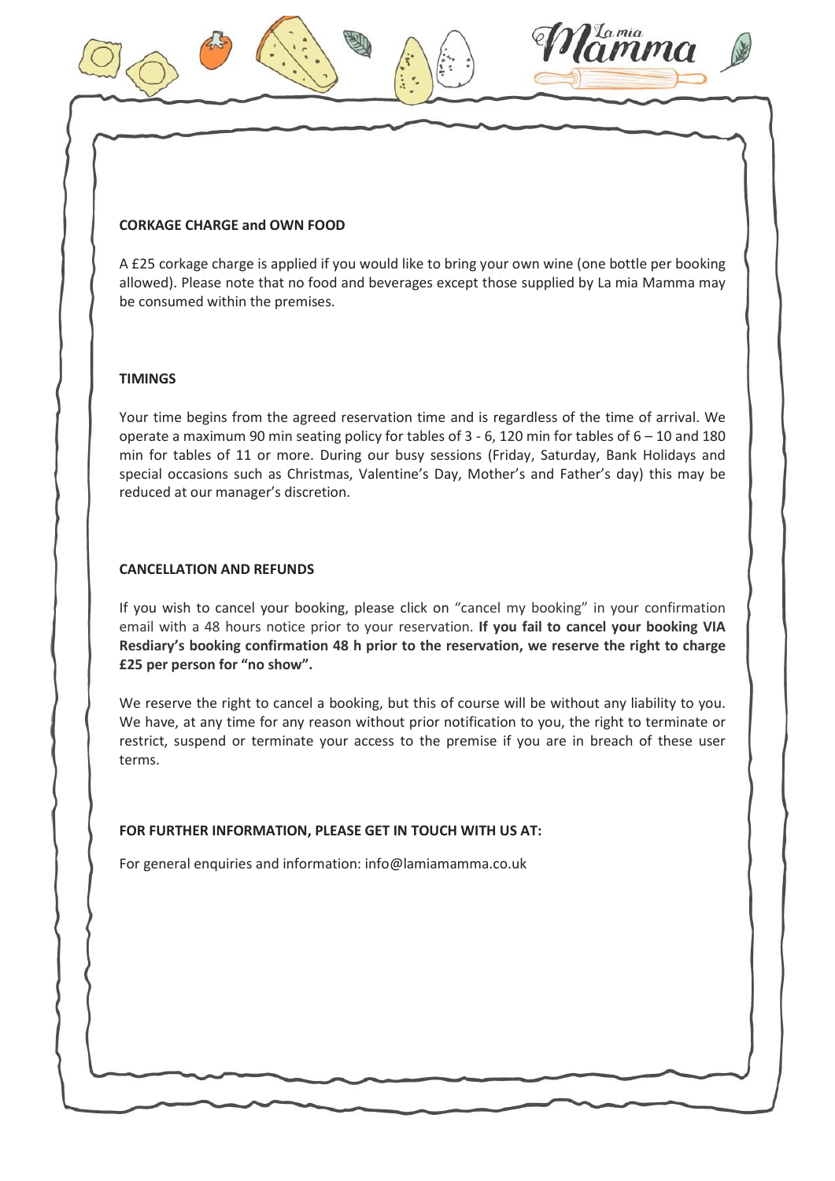### CORKAGE CHARGE and OWN FOOD

A £25 corkage charge is applied if you would like to bring your own wine (one bottle per booking allowed). Please note that no food and beverages except those supplied by La mia Mamma may be consumed within the premises.

### TIMINGS

Your time begins from the agreed reservation time and is regardless of the time of arrival. We operate a maximum 90 min seating policy for tables of 3 - 6, 120 min for tables of 6 – 10 and 180 min for tables of 11 or more. During our busy sessions (Friday, Saturday, Bank Holidays and special occasions such as Christmas, Valentine's Day, Mother's and Father's day) this may be reduced at our manager's discretion.

### CANCELLATION AND REFUNDS

If you wish to cancel your booking, please click on "cancel my booking" in your confirmation email with a 48 hours notice prior to your reservation. **If you fail to cancel your booking VIA Resdiary's booking confirmation 48 h prior to the reservation, we reserve the right to charge £25 per person for "no show".**

We reserve the right to cancel a booking, but this of course will be without any liability to you. We have, at any time for any reason without prior notification to you, the right to terminate or restrict, suspend or terminate your access to the premise if you are in breach of these user terms.

### FOR FURTHER INFORMATION, PLEASE GET IN TOUCH WITH US AT:

For general enquiries and information: info@lamiamamma.co.uk